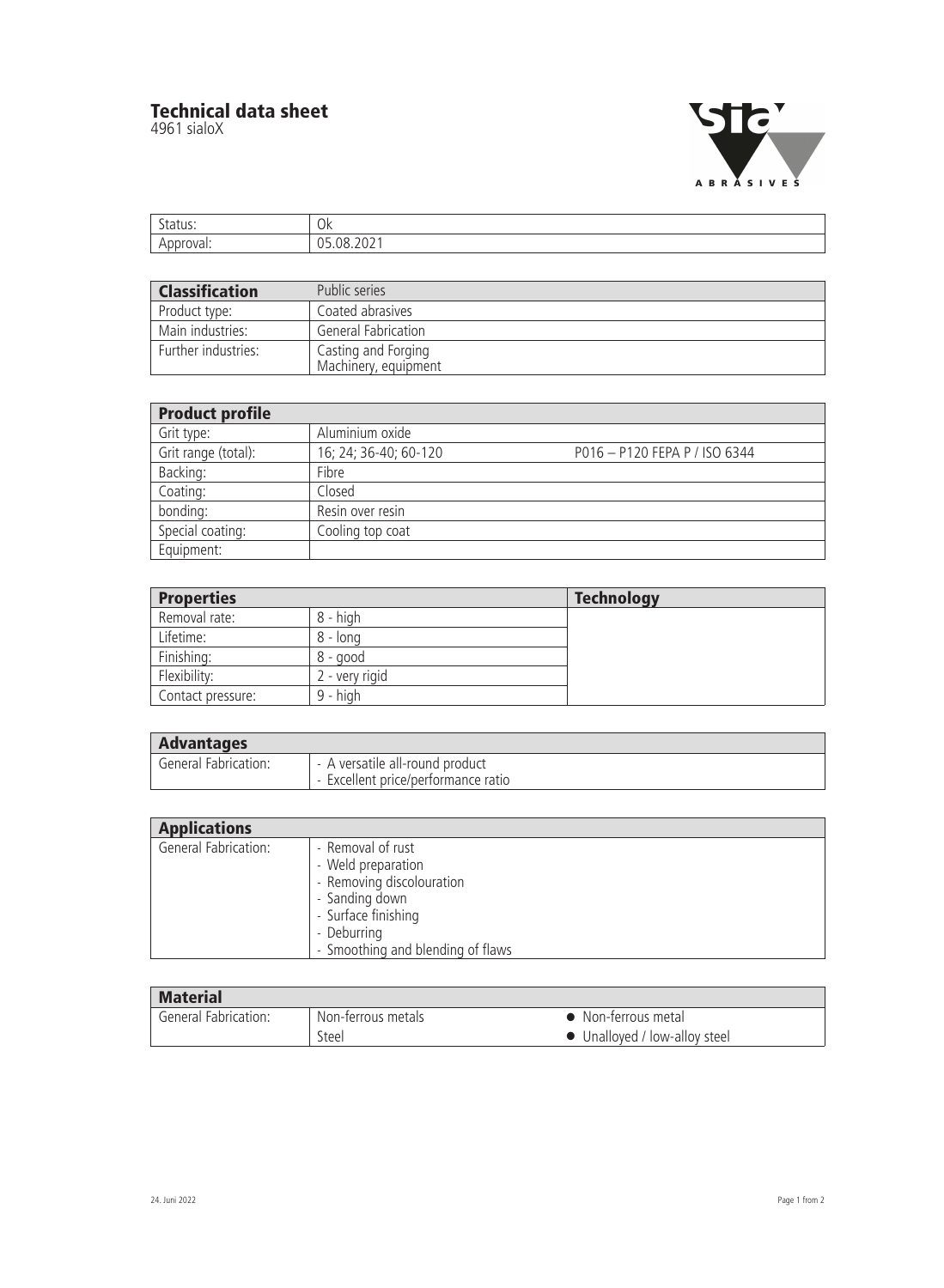# Technical data sheet

4961 sialoX

| Status: | Ok |
|---|---|
| Approval: | 05.08.2021 |

| **Classification** | Public series |
|---|---|
| Product type: | Coated abrasives |
| Main industries: | General Fabrication |
| Further industries: | Casting and Forging<br>Machinery, equipment |

| **Product profile** | | |
|---|---|---|
| Grit type: | Aluminium oxide | |
| Grit range (total): | 16; 24; 36-40; 60-120 | P016 – P120 FEPA P / ISO 6344 |
| Backing: | Fibre | |
| Coating: | Closed | |
| bonding: | Resin over resin | |
| Special coating: | Cooling top coat | |
| Equipment: | | |

| **Properties** | | **Technology** |
|---|---|---|
| Removal rate: | 8 - high | |
| Lifetime: | 8 - long | |
| Finishing: | 8 - good | |
| Flexibility: | 2 - very rigid | |
| Contact pressure: | 9 - high | |

| **Advantages** | |
|---|---|
| General Fabrication: | - A versatile all-round product<br>- Excellent price/performance ratio |

| **Applications** | |
|---|---|
| General Fabrication: | - Removal of rust<br>- Weld preparation<br>- Removing discolouration<br>- Sanding down<br>- Surface finishing<br>- Deburring<br>- Smoothing and blending of flaws |

| **Material** | | |
|---|---|---|
| General Fabrication: | Non-ferrous metals | ● Non-ferrous metal |
| | Steel | ● Unalloyed / low-alloy steel |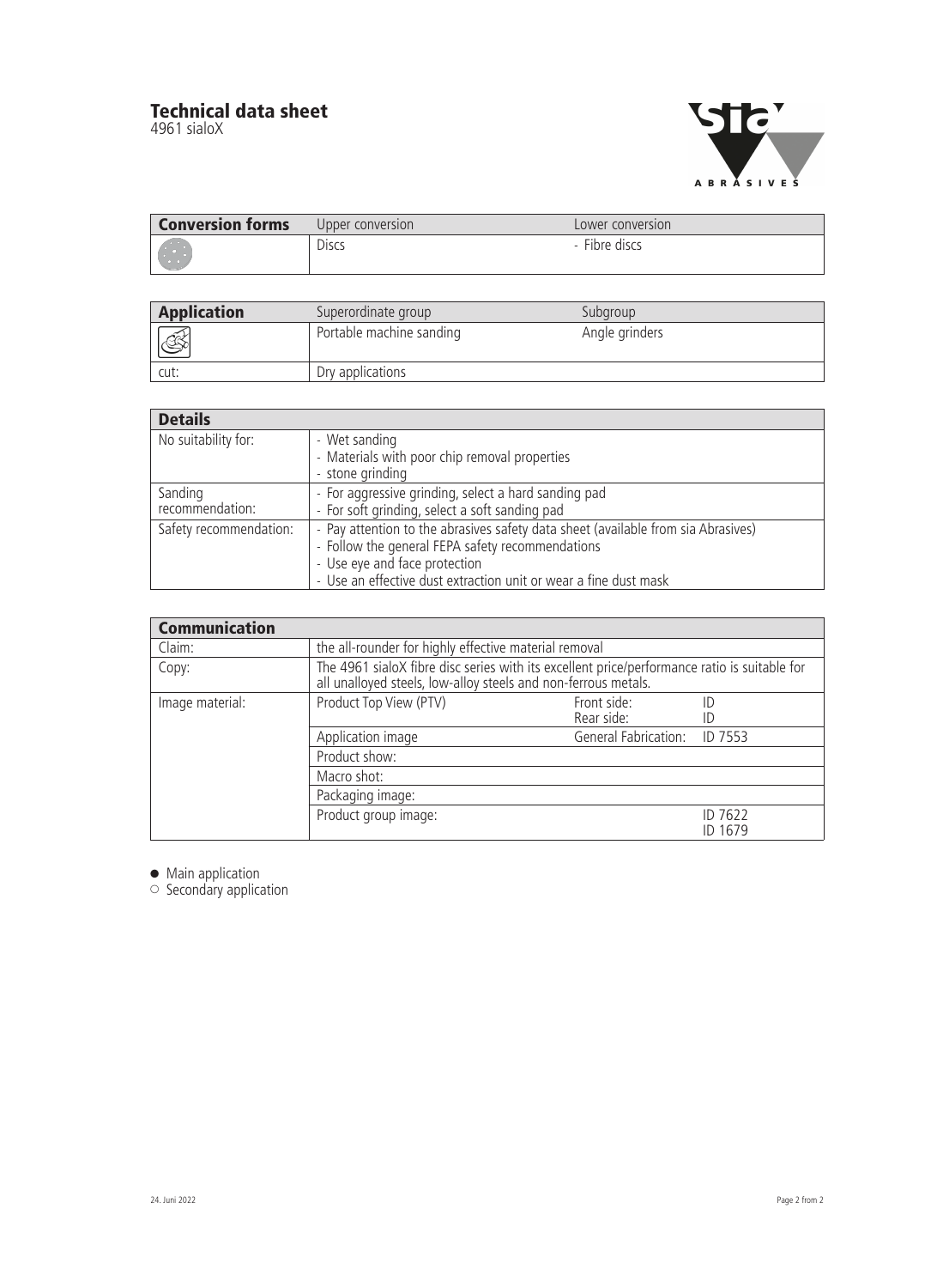# Technical data sheet

4961 sialoX

| Conversion forms | Upper conversion | Lower conversion |
|---|---|---|
| | Discs | - Fibre discs |

| Application | Superordinate group | Subgroup |
|---|---|---|
| | Portable machine sanding | Angle grinders |
| cut: | Dry applications | |

| Details | |
|---|---|
| No suitability for: | - Wet sanding<br>- Materials with poor chip removal properties<br>- stone grinding |
| Sanding recommendation: | - For aggressive grinding, select a hard sanding pad<br>- For soft grinding, select a soft sanding pad |
| Safety recommendation: | - Pay attention to the abrasives safety data sheet (available from sia Abrasives)<br>- Follow the general FEPA safety recommendations<br>- Use eye and face protection<br>- Use an effective dust extraction unit or wear a fine dust mask |

| Communication | | | |
|---|---|---|---|
| Claim: | the all-rounder for highly effective material removal | | |
| Copy: | The 4961 sialoX fibre disc series with its excellent price/performance ratio is suitable for all unalloyed steels, low-alloy steels and non-ferrous metals. | | |
| Image material: | Product Top View (PTV) | Front side:<br>Rear side: | ID<br>ID |
| | Application image | General Fabrication: | ID 7553 |
| | Product show: | | |
| | Macro shot: | | |
| | Packaging image: | | |
| | Product group image: | | ID 7622<br>ID 1679 |

● Main application
○ Secondary application

24. Juni 2022